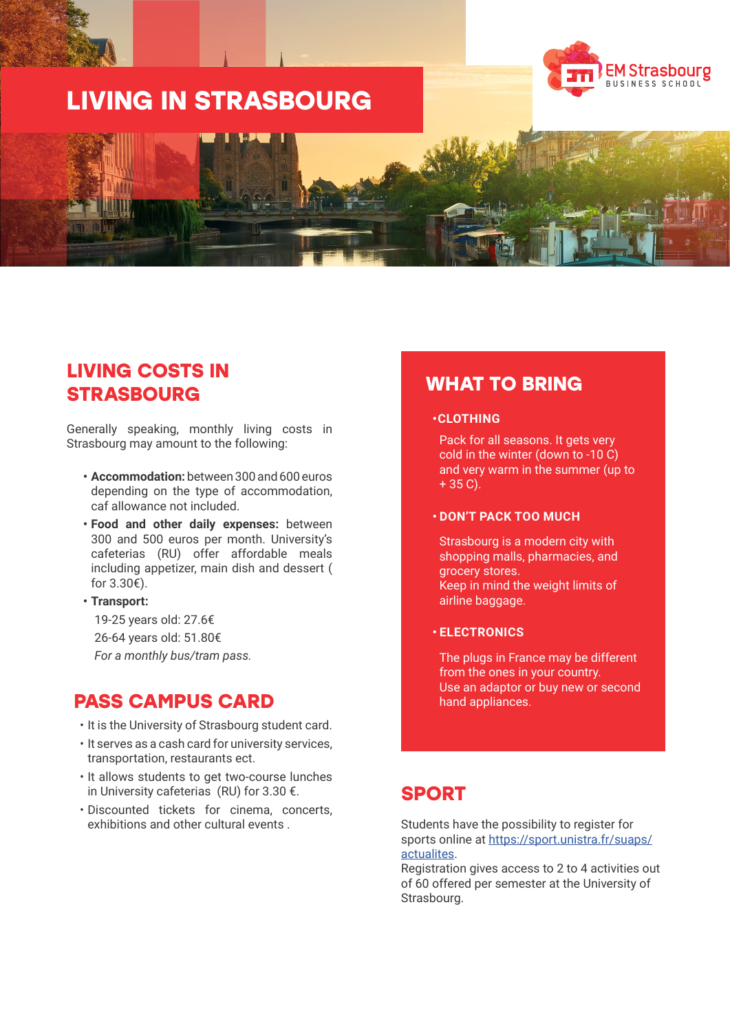# LIVING IN STRASBOURG

EM Strasbourg BUSINESS SCHOOL

## LIVING COSTS IN STRASBOURG

Generally speaking, monthly living costs in Strasbourg may amount to the following:

- **Accommodation:** between 300 and 600 euros depending on the type of accommodation, caf allowance not included.
- **Food and other daily expenses:** between 300 and 500 euros per month. University's cafeterias (RU) offer affordable meals including appetizer, main dish and dessert ( for 3.30€).
- **Transport:**
  19-25 years old: 27.6€
  26-64 years old: 51.80€
  *For a monthly bus/tram pass.*

## PASS CAMPUS CARD

- It is the University of Strasbourg student card.
- It serves as a cash card for university services, transportation, restaurants ect.
- It allows students to get two-course lunches in University cafeterias (RU) for 3.30 €.
- Discounted tickets for cinema, concerts, exhibitions and other cultural events .

## WHAT TO BRING

- **CLOTHING**

  Pack for all seasons. It gets very cold in the winter (down to -10 C) and very warm in the summer (up to + 35 C).

- **DON'T PACK TOO MUCH**

  Strasbourg is a modern city with shopping malls, pharmacies, and grocery stores.
  Keep in mind the weight limits of airline baggage.

- **ELECTRONICS**

  The plugs in France may be different from the ones in your country.
  Use an adaptor or buy new or second hand appliances.

## SPORT

Students have the possibility to register for sports online at [https://sport.unistra.fr/suaps/actualites](https://sport.unistra.fr/suaps/actualites).
Registration gives access to 2 to 4 activities out of 60 offered per semester at the University of Strasbourg.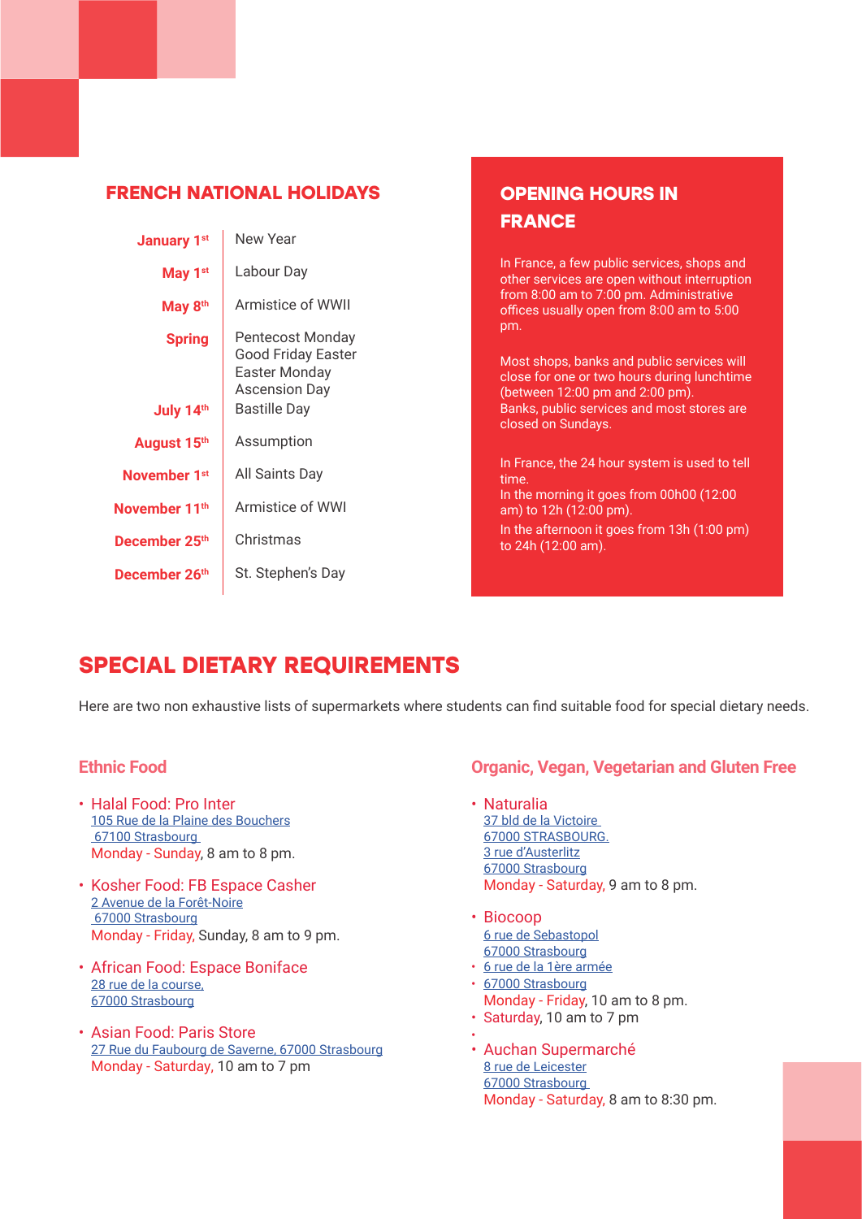## FRENCH NATIONAL HOLIDAYS

| | |
|---|---|
| **January 1st** | New Year |
| **May 1st** | Labour Day |
| **May 8th** | Armistice of WWII |
| **Spring** | Pentecost Monday<br>Good Friday Easter<br>Easter Monday<br>Ascension Day |
| **July 14th** | Bastille Day |
| **August 15th** | Assumption |
| **November 1st** | All Saints Day |
| **November 11th** | Armistice of WWI |
| **December 25th** | Christmas |
| **December 26th** | St. Stephen's Day |

## OPENING HOURS IN FRANCE

In France, a few public services, shops and other services are open without interruption from 8:00 am to 7:00 pm. Administrative offices usually open from 8:00 am to 5:00 pm.

Most shops, banks and public services will close for one or two hours during lunchtime (between 12:00 pm and 2:00 pm).
Banks, public services and most stores are closed on Sundays.

In France, the 24 hour system is used to tell time.
In the morning it goes from 00h00 (12:00 am) to 12h (12:00 pm).
In the afternoon it goes from 13h (1:00 pm) to 24h (12:00 am).

## SPECIAL DIETARY REQUIREMENTS

Here are two non exhaustive lists of supermarkets where students can find suitable food for special dietary needs.

### Ethnic Food

- Halal Food: Pro Inter
  105 Rue de la Plaine des Bouchers
  67100 Strasbourg
  Monday - Sunday, 8 am to 8 pm.
- Kosher Food: FB Espace Casher
  2 Avenue de la Forêt-Noire
  67000 Strasbourg
  Monday - Friday, Sunday, 8 am to 9 pm.
- African Food: Espace Boniface
  28 rue de la course,
  67000 Strasbourg
- Asian Food: Paris Store
  27 Rue du Faubourg de Saverne, 67000 Strasbourg
  Monday - Saturday, 10 am to 7 pm

### Organic, Vegan, Vegetarian and Gluten Free

- Naturalia
  37 bld de la Victoire
  67000 STRASBOURG.
  3 rue d'Austerlitz
  67000 Strasbourg
  Monday - Saturday, 9 am to 8 pm.
- Biocoop
  6 rue de Sebastopol
  67000 Strasbourg
- 6 rue de la 1ère armée
- 67000 Strasbourg
  Monday - Friday, 10 am to 8 pm.
- Saturday, 10 am to 7 pm
- Auchan Supermarché
  8 rue de Leicester
  67000 Strasbourg
  Monday - Saturday, 8 am to 8:30 pm.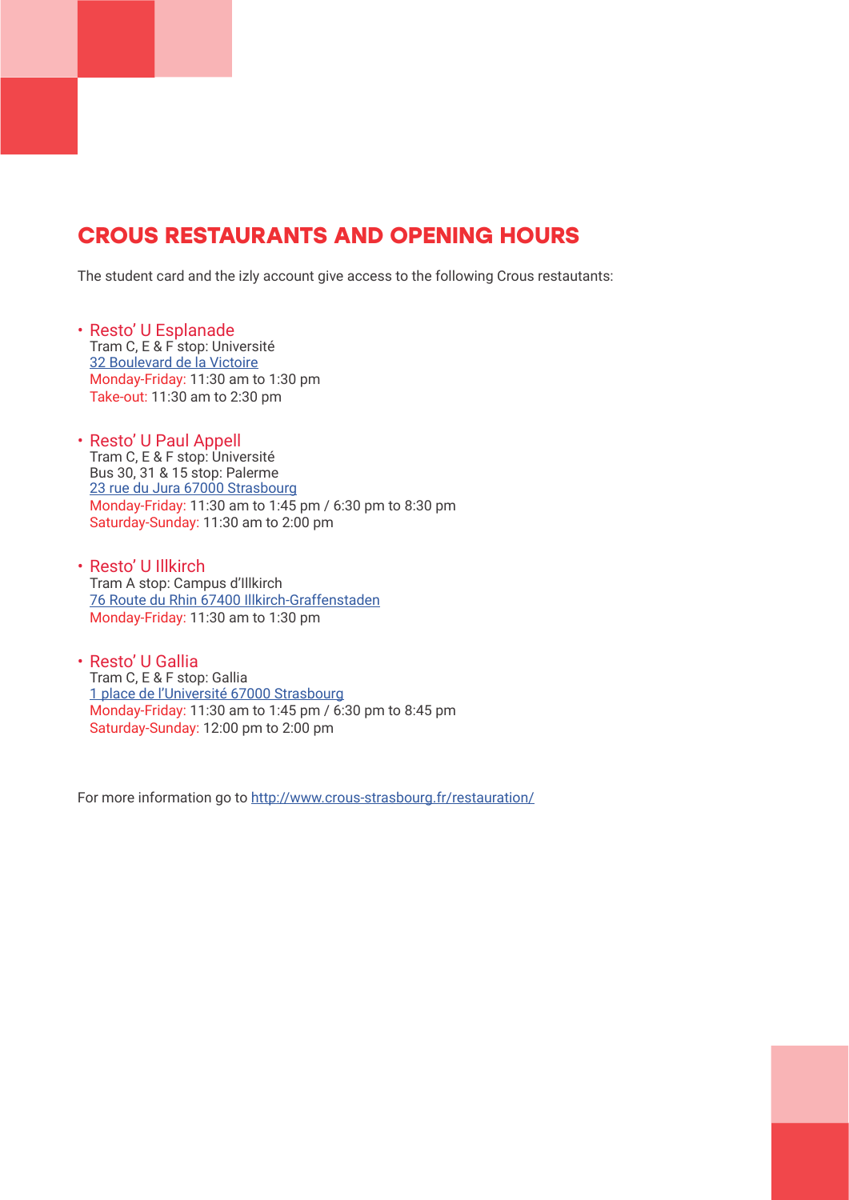## CROUS RESTAURANTS AND OPENING HOURS

The student card and the izly account give access to the following Crous restautants:

- Resto' U Esplanade
  Tram C, E & F stop: Université
  32 Boulevard de la Victoire
  Monday-Friday: 11:30 am to 1:30 pm
  Take-out: 11:30 am to 2:30 pm

- Resto' U Paul Appell
  Tram C, E & F stop: Université
  Bus 30, 31 & 15 stop: Palerme
  23 rue du Jura 67000 Strasbourg
  Monday-Friday: 11:30 am to 1:45 pm / 6:30 pm to 8:30 pm
  Saturday-Sunday: 11:30 am to 2:00 pm

- Resto' U Illkirch
  Tram A stop: Campus d'Illkirch
  76 Route du Rhin 67400 Illkirch-Graffenstaden
  Monday-Friday: 11:30 am to 1:30 pm

- Resto' U Gallia
  Tram C, E & F stop: Gallia
  1 place de l'Université 67000 Strasbourg
  Monday-Friday: 11:30 am to 1:45 pm / 6:30 pm to 8:45 pm
  Saturday-Sunday: 12:00 pm to 2:00 pm

For more information go to http://www.crous-strasbourg.fr/restauration/